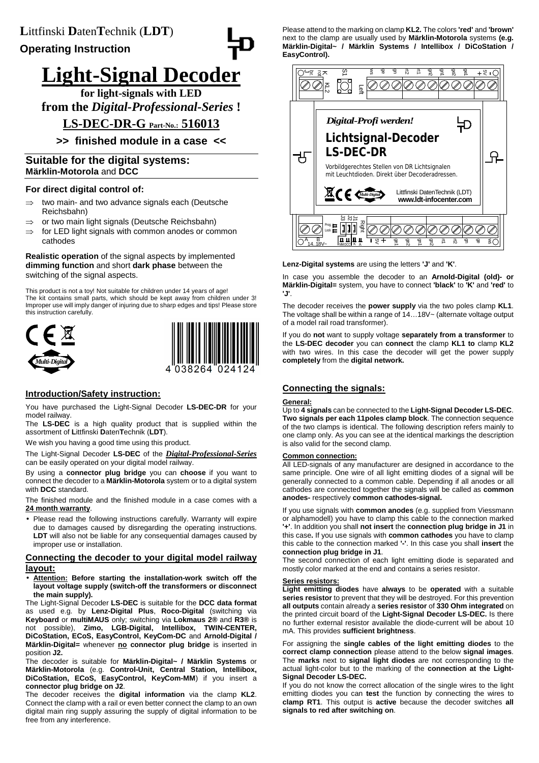**L**ittfinski **D**aten**T**echnik (**LDT**)

**Operating Instruction**

# Light-Signal Decoder

**for light-signals with LED**

**from the *Digital-Professional-Series* !**

## LS-DEC-DR-G Part-No.: 516013

**>> finished module in a case <<**

## Suitable for the digital systems:

**Märklin-Motorola** and **DCC**

### For direct digital control of:

- ⇒ two main- and two advance signals each (Deutsche Reichsbahn)
- ⇒ or two main light signals (Deutsche Reichsbahn)
- ⇒ for LED light signals with common anodes or common cathodes

**Realistic operation** of the signal aspects by implemented **dimming function** and short **dark phase** between the switching of the signal aspects.

This product is not a toy! Not suitable for children under 14 years of age! The kit contains small parts, which should be kept away from children under 3! Improper use will imply danger of injuring due to sharp edges and tips! Please store this instruction carefully.

Multi-Digital

4 038264 024124

### Introduction/Safety instruction:

You have purchased the Light-Signal Decoder **LS-DEC-DR** for your model railway.

The **LS-DEC** is a high quality product that is supplied within the assortment of **L**ittfinski **D**aten**T**echnik (**LDT**).

We wish you having a good time using this product.

The Light-Signal Decoder **LS-DEC** of the ***Digital-Professional-Series*** can be easily operated on your digital model railway.

By using a **connector plug bridge** you can **choose** if you want to connect the decoder to a **Märklin-Motorola** system or to a digital system with **DCC** standard.

The finished module and the finished module in a case comes with a **24 month warranty**.

- Please read the following instructions carefully. Warranty will expire due to damages caused by disregarding the operating instructions. **LDT** will also not be liable for any consequential damages caused by improper use or installation.

### Connecting the decoder to your digital model railway layout:

- **Attention: Before starting the installation-work switch off the layout voltage supply (switch-off the transformers or disconnect the main supply).**

The Light-Signal Decoder **LS-DEC** is suitable for the **DCC data format** as used e.g. by **Lenz-Digital Plus**, **Roco-Digital** (switching via **Keyboard** or **multiMAUS** only; switching via **Lokmaus 2®** and **R3®** is not possible), **Zimo, LGB-Digital, Intellibox, TWIN-CENTER, DiCoStation, ECoS, EasyControl, KeyCom-DC** and **Arnold-Digital / Märklin-Digital=** whenever **no connector plug bridge** is inserted in position **J2.**

The decoder is suitable for **Märklin-Digital~ / Märklin Systems** or **Märklin-Motorola** (e.g. **Control-Unit, Central Station, Intellibox, DiCoStation, ECoS, EasyControl, KeyCom-MM**) if you insert a **connector plug bridge on J2**.

The decoder receives the **digital information** via the clamp **KL2**. Connect the clamp with a rail or even better connect the clamp to an own digital main ring supply assuring the supply of digital information to be free from any interference.

Please attend to the marking on clamp **KL2.** The colors **'red'** and **'brown'** next to the clamp are usually used by **Märklin-Motorola** systems **(e.g. Märklin-Digital~ / Märklin Systems / Intellibox / DiCoStation / EasyControl).**

**Lenz-Digital systems** are using the letters **'J'** and **'K'**.

In case you assemble the decoder to an **Arnold-Digital (old)- or Märklin-Digital=** system, you have to connect **'black'** to **'K'** and **'red'** to **'J'**.

The decoder receives the **power supply** via the two poles clamp **KL1**. The voltage shall be within a range of 14…18V~ (alternate voltage output of a model rail road transformer).

If you do **not** want to supply voltage **separately from a transformer** to the **LS-DEC decoder** you can **connect** the clamp **KL1 to** clamp **KL2** with two wires. In this case the decoder will get the power supply **completely** from the **digital network.**

### Connecting the signals:

**General:**

Up to **4 signals** can be connected to the **Light-Signal Decoder LS-DEC**. **Two signals per each 11poles clamp block**. The connection sequence of the two clamps is identical. The following description refers mainly to one clamp only. As you can see at the identical markings the description is also valid for the second clamp.

**Common connection:**

All LED-signals of any manufacturer are designed in accordance to the same principle. One wire of all light emitting diodes of a signal will be generally connected to a common cable. Depending if all anodes or all cathodes are connected together the signals will be called as **common anodes-** respectively **common cathodes-signal.**

If you use signals with **common anodes** (e.g. supplied from Viessmann or alphamodell) you have to clamp this cable to the connection marked **'+'**. In addition you shall **not insert** the **connection plug bridge in J1** in this case**.** If you use signals with **common cathodes** you have to clamp this cable to the connection marked **'-'**. In this case you shall **insert** the **connection plug bridge in J1**.

The second connection of each light emitting diode is separated and mostly color marked at the end and contains a series resistor.

**Series resistors:**

**Light emitting diodes** have **always** to be **operated** with a suitable **series resistor** to prevent that they will be destroyed. For this prevention **all outputs** contain already a **series resistor** of **330 Ohm integrated** on the printed circuit board of the **Light-Signal Decoder LS-DEC.** Is there no further external resistor available the diode-current will be about 10 mA. This provides **sufficient brightness**.

For assigning the **single cables of the light emitting diodes** to the **correct clamp connection** please attend to the below **signal images**. The **marks** next to **signal light diodes** are not corresponding to the actual light-color but to the marking of the **connection at the Light-Signal Decoder LS-DEC.**

If you do not know the correct allocation of the single wires to the light emitting diodes you can **test** the function by connecting the wires to **clamp RT1**. This output is **active** because the decoder switches **all signals to red after switching on**.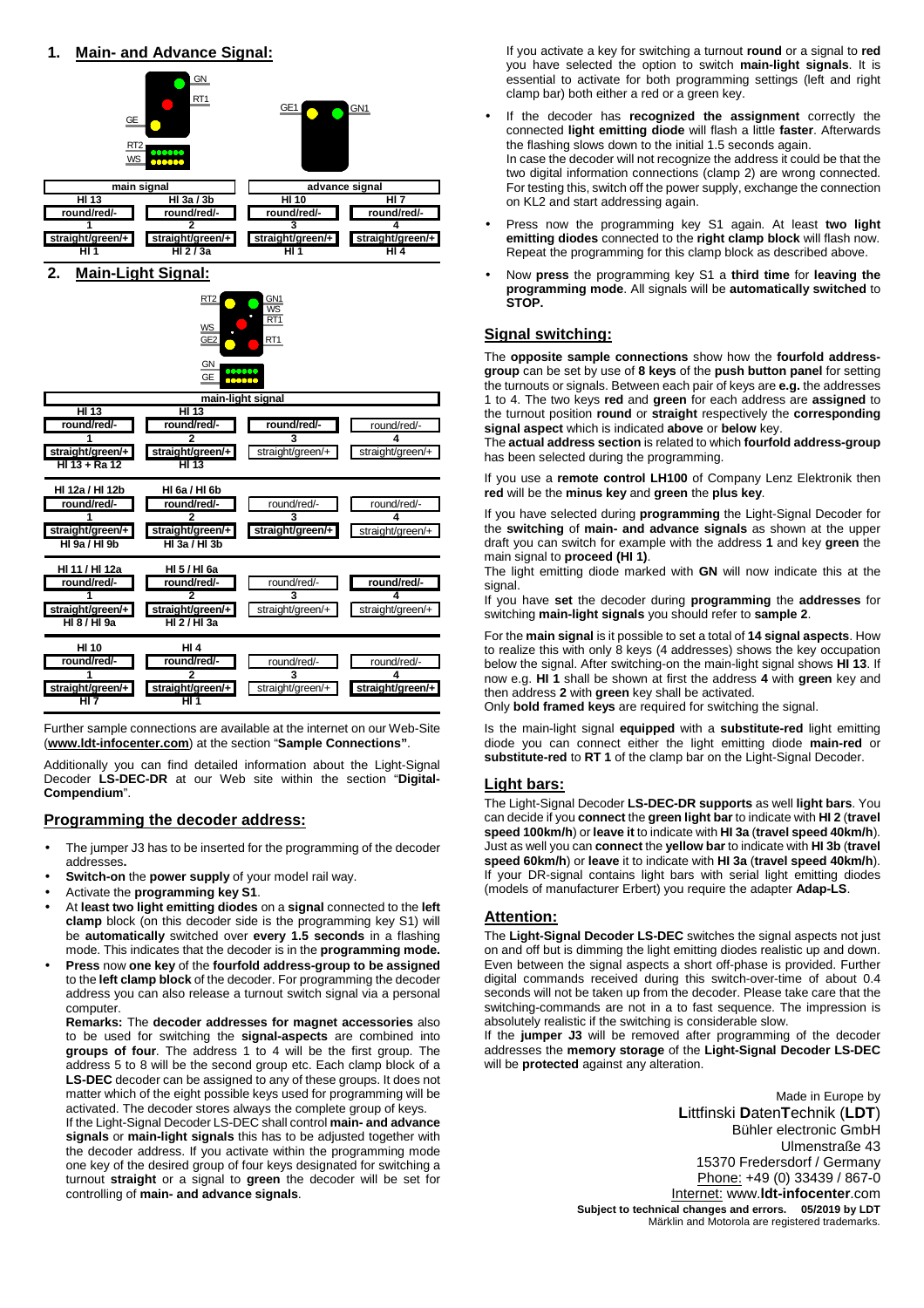## 1. Main- and Advance Signal:

GN
RT1
GE
RT2
WS
GE1
GN1

| main signal | | advance signal | |
|---|---|---|---|
| Hl 13 | Hl 3a / 3b | Hl 10 | Hl 7 |
| round/red/- | round/red/- | round/red/- | round/red/- |
| 1 | 2 | 3 | 4 |
| straight/green/+ | straight/green/+ | straight/green/+ | straight/green/+ |
| Hl 1 | Hl 2 / 3a | Hl 1 | Hl 4 |

## 2. Main-Light Signal:

RT2
GN1
WS
RT1
WS
GE2
RT1
GN
GE

| main-light signal | | | |
|---|---|---|---|
| Hl 13 | Hl 13 | | |
| round/red/- | round/red/- | round/red/- | round/red/- |
| 1 | 2 | 3 | 4 |
| straight/green/+ | straight/green/+ | straight/green/+ | straight/green/+ |
| Hl 13 + Ra 12 | Hl 13 | | |

| | | | |
|---|---|---|---|
| Hl 12a / Hl 12b | Hl 6a / Hl 6b | | |
| round/red/- | round/red/- | round/red/- | round/red/- |
| 1 | 2 | 3 | 4 |
| straight/green/+ | straight/green/+ | straight/green/+ | straight/green/+ |
| Hl 9a / Hl 9b | Hl 3a / Hl 3b | | |

| | | | |
|---|---|---|---|
| Hl 11 / Hl 12a | Hl 5 / Hl 6a | | |
| round/red/- | round/red/- | round/red/- | round/red/- |
| 1 | 2 | 3 | 4 |
| straight/green/+ | straight/green/+ | straight/green/+ | straight/green/+ |
| Hl 8 / Hl 9a | Hl 2 / Hl 3a | | |

| | | | |
|---|---|---|---|
| Hl 10 | Hl 4 | | |
| round/red/- | round/red/- | round/red/- | round/red/- |
| 1 | 2 | 3 | 4 |
| straight/green/+ | straight/green/+ | straight/green/+ | straight/green/+ |
| Hl 7 | Hl 1 | | |

Further sample connections are available at the internet on our Web-Site (**www.ldt-infocenter.com**) at the section "**Sample Connections"**.

Additionally you can find detailed information about the Light-Signal Decoder **LS-DEC-DR** at our Web site within the section "**Digital-Compendium**".

## Programming the decoder address:

- The jumper J3 has to be inserted for the programming of the decoder addresses**.**
- **Switch-on** the **power supply** of your model rail way.
- Activate the **programming key S1**.
- At **least two light emitting diodes** on a **signal** connected to the **left clamp** block (on this decoder side is the programming key S1) will be **automatically** switched over **every 1.5 seconds** in a flashing mode. This indicates that the decoder is in the **programming mode.**
- **Press** now **one key** of the **fourfold address-group to be assigned** to the **left clamp block** of the decoder. For programming the decoder address you can also release a turnout switch signal via a personal computer.
  **Remarks:** The **decoder addresses for magnet accessories** also to be used for switching the **signal-aspects** are combined into **groups of four**. The address 1 to 4 will be the first group. The address 5 to 8 will be the second group etc. Each clamp block of a **LS-DEC** decoder can be assigned to any of these groups. It does not matter which of the eight possible keys used for programming will be activated. The decoder stores always the complete group of keys.
  If the Light-Signal Decoder LS-DEC shall control **main- and advance signals** or **main-light signals** this has to be adjusted together with the decoder address. If you activate within the programming mode one key of the desired group of four keys designated for switching a turnout **straight** or a signal to **green** the decoder will be set for controlling of **main- and advance signals**.
  If you activate a key for switching a turnout **round** or a signal to **red** you have selected the option to switch **main-light signals**. It is essential to activate for both programming settings (left and right clamp bar) both either a red or a green key.
- If the decoder has **recognized the assignment** correctly the connected **light emitting diode** will flash a little **faster**. Afterwards the flashing slows down to the initial 1.5 seconds again.
  In case the decoder will not recognize the address it could be that the two digital information connections (clamp 2) are wrong connected. For testing this, switch off the power supply, exchange the connection on KL2 and start addressing again.
- Press now the programming key S1 again. At least **two light emitting diodes** connected to the **right clamp block** will flash now. Repeat the programming for this clamp block as described above.
- Now **press** the programming key S1 a **third time** for **leaving the programming mode**. All signals will be **automatically switched** to **STOP.**

## Signal switching:

The **opposite sample connections** show how the **fourfold address-group** can be set by use of **8 keys** of the **push button panel** for setting the turnouts or signals. Between each pair of keys are **e.g.** the addresses 1 to 4. The two keys **red** and **green** for each address are **assigned** to the turnout position **round** or **straight** respectively the **corresponding signal aspect** which is indicated **above** or **below** key.
The **actual address section** is related to which **fourfold address-group** has been selected during the programming.

If you use a **remote control LH100** of Company Lenz Elektronik then **red** will be the **minus key** and **green** the **plus key**.

If you have selected during **programming** the Light-Signal Decoder for the **switching** of **main- and advance signals** as shown at the upper draft you can switch for example with the address **1** and key **green** the main signal to **proceed (Hl 1)**.
The light emitting diode marked with **GN** will now indicate this at the signal.
If you have **set** the decoder during **programming** the **addresses** for switching **main-light signals** you should refer to **sample 2**.

For the **main signal** is it possible to set a total of **14 signal aspects**. How to realize this with only 8 keys (4 addresses) shows the key occupation below the signal. After switching-on the main-light signal shows **Hl 13**. If now e.g. **Hl 1** shall be shown at first the address **4** with **green** key and then address **2** with **green** key shall be activated.
Only **bold framed keys** are required for switching the signal.

Is the main-light signal **equipped** with a **substitute-red** light emitting diode you can connect either the light emitting diode **main-red** or **substitute-red** to **RT 1** of the clamp bar on the Light-Signal Decoder.

## Light bars:

The Light-Signal Decoder **LS-DEC-DR supports** as well **light bars**. You can decide if you **connect** the **green light bar** to indicate with **Hl 2** (**travel speed 100km/h**) or **leave it** to indicate with **Hl 3a** (**travel speed 40km/h**). Just as well you can **connect** the **yellow bar** to indicate with **Hl 3b** (**travel speed 60km/h**) or **leave** it to indicate with **Hl 3a** (**travel speed 40km/h**). If your DR-signal contains light bars with serial light emitting diodes (models of manufacturer Erbert) you require the adapter **Adap-LS**.

## Attention:

The **Light-Signal Decoder LS-DEC** switches the signal aspects not just on and off but is dimming the light emitting diodes realistic up and down. Even between the signal aspects a short off-phase is provided. Further digital commands received during this switch-over-time of about 0.4 seconds will not be taken up from the decoder. Please take care that the switching-commands are not in a to fast sequence. The impression is absolutely realistic if the switching is considerable slow.
If the **jumper J3** will be removed after programming of the decoder addresses the **memory storage** of the **Light-Signal Decoder LS-DEC** will be **protected** against any alteration.

Made in Europe by
**L**ittfinski **D**aten**T**echnik (**LDT**)
Bühler electronic GmbH
Ulmenstraße 43
15370 Fredersdorf / Germany
Phone: +49 (0) 33439 / 867-0
Internet: www.**ldt-infocenter**.com
**Subject to technical changes and errors. 05/2019 by LDT**
Märklin and Motorola are registered trademarks.